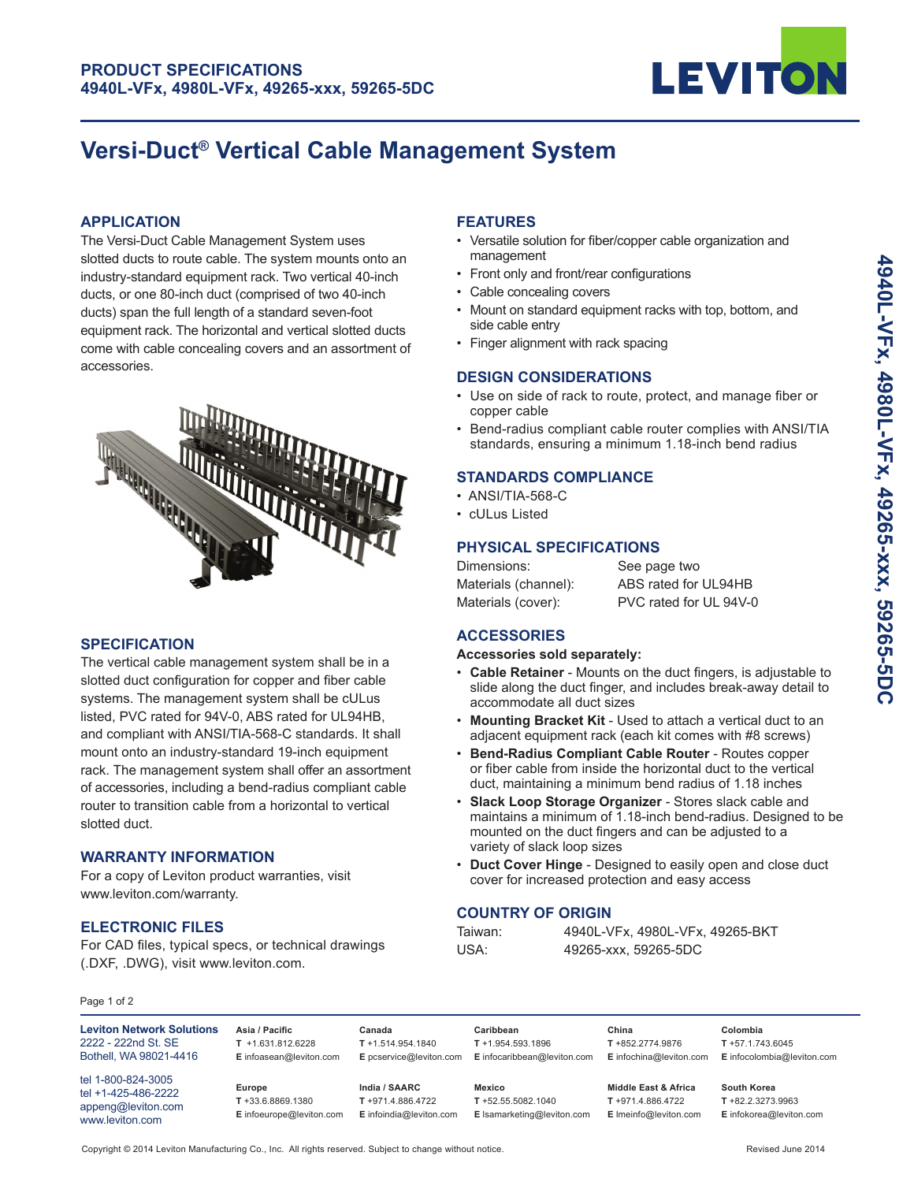**PRODUCT SPECIFICATIONS**
**4940L-VFx, 4980L-VFx, 49265-xxx, 59265-5DC**

# Versi-Duct® Vertical Cable Management System

## APPLICATION

The Versi-Duct Cable Management System uses slotted ducts to route cable. The system mounts onto an industry-standard equipment rack. Two vertical 40-inch ducts, or one 80-inch duct (comprised of two 40-inch ducts) span the full length of a standard seven-foot equipment rack. The horizontal and vertical slotted ducts come with cable concealing covers and an assortment of accessories.

## SPECIFICATION

The vertical cable management system shall be in a slotted duct configuration for copper and fiber cable systems. The management system shall be cULus listed, PVC rated for 94V-0, ABS rated for UL94HB, and compliant with ANSI/TIA-568-C standards. It shall mount onto an industry-standard 19-inch equipment rack. The management system shall offer an assortment of accessories, including a bend-radius compliant cable router to transition cable from a horizontal to vertical slotted duct.

## WARRANTY INFORMATION

For a copy of Leviton product warranties, visit www.leviton.com/warranty.

## ELECTRONIC FILES

For CAD files, typical specs, or technical drawings (.DXF, .DWG), visit www.leviton.com.

## FEATURES

- Versatile solution for fiber/copper cable organization and management
- Front only and front/rear configurations
- Cable concealing covers
- Mount on standard equipment racks with top, bottom, and side cable entry
- Finger alignment with rack spacing

## DESIGN CONSIDERATIONS

- Use on side of rack to route, protect, and manage fiber or copper cable
- Bend-radius compliant cable router complies with ANSI/TIA standards, ensuring a minimum 1.18-inch bend radius

## STANDARDS COMPLIANCE

- ANSI/TIA-568-C
- cULus Listed

## PHYSICAL SPECIFICATIONS

| | |
|---|---|
| Dimensions: | See page two |
| Materials (channel): | ABS rated for UL94HB |
| Materials (cover): | PVC rated for UL 94V-0 |

## ACCESSORIES

**Accessories sold separately:**

- **Cable Retainer** - Mounts on the duct fingers, is adjustable to slide along the duct finger, and includes break-away detail to accommodate all duct sizes
- **Mounting Bracket Kit** - Used to attach a vertical duct to an adjacent equipment rack (each kit comes with #8 screws)
- **Bend-Radius Compliant Cable Router** - Routes copper or fiber cable from inside the horizontal duct to the vertical duct, maintaining a minimum bend radius of 1.18 inches
- **Slack Loop Storage Organizer** - Stores slack cable and maintains a minimum of 1.18-inch bend-radius. Designed to be mounted on the duct fingers and can be adjusted to a variety of slack loop sizes
- **Duct Cover Hinge** - Designed to easily open and close duct cover for increased protection and easy access

## COUNTRY OF ORIGIN

| | |
|---|---|
| Taiwan: | 4940L-VFx, 4980L-VFx, 49265-BKT |
| USA: | 49265-xxx, 59265-5DC |

**Leviton Network Solutions**
2222 - 222nd St. SE
Bothell, WA 98021-4416

tel 1-800-824-3005
tel +1-425-486-2222
appeng@leviton.com
www.leviton.com

| Region | Telephone | Email |
|---|---|---|
| Asia / Pacific | T +1.631.812.6228 | E infoasean@leviton.com |
| Canada | T +1.514.954.1840 | E pcservice@leviton.com |
| Caribbean | T +1.954.593.1896 | E infocaribbean@leviton.com |
| China | T +852.2774.9876 | E infochina@leviton.com |
| Colombia | T +57.1.743.6045 | E infocolombia@leviton.com |
| Europe | T +33.6.8869.1380 | E infoeurope@leviton.com |
| India / SAARC | T +971.4.886.4722 | E infoindia@leviton.com |
| Mexico | T +52.55.5082.1040 | E lsamarketing@leviton.com |
| Middle East & Africa | T +971.4.886.4722 | E lmeinfo@leviton.com |
| South Korea | T +82.2.3273.9963 | E infokorea@leviton.com |

Copyright © 2014 Leviton Manufacturing Co., Inc. All rights reserved. Subject to change without notice.

Revised June 2014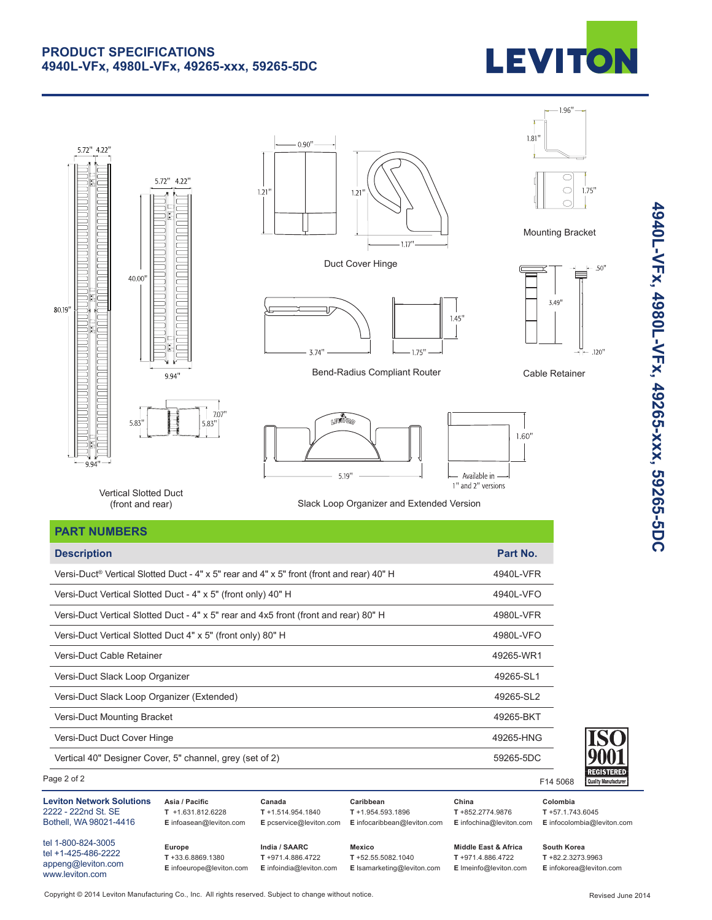## PRODUCT SPECIFICATIONS
## 4940L-VFx, 4980L-VFx, 49265-xxx, 59265-5DC

5.72" 4.22"

80.19"

9.94"

5.72" 4.22"

40.00"

9.94"

5.83"

7.07"

5.83"

Vertical Slotted Duct (front and rear)

0.90"

1.21"

1.21"

1.17"

Duct Cover Hinge

3.74"

1.75"

1.45"

Bend-Radius Compliant Router

5.19"

1.60"

Available in 1" and 2" versions

Slack Loop Organizer and Extended Version

1.96"

1.81"

1.75"

Mounting Bracket

.50"

3.49"

.120"

Cable Retainer

## PART NUMBERS

| Description | Part No. |
|---|---|
| Versi-Duct® Vertical Slotted Duct - 4" x 5" rear and 4" x 5" front (front and rear) 40" H | 4940L-VFR |
| Versi-Duct Vertical Slotted Duct - 4" x 5" (front only) 40" H | 4940L-VFO |
| Versi-Duct Vertical Slotted Duct - 4" x 5" rear and 4x5 front (front and rear) 80" H | 4980L-VFR |
| Versi-Duct Vertical Slotted Duct 4" x 5" (front only) 80" H | 4980L-VFO |
| Versi-Duct Cable Retainer | 49265-WR1 |
| Versi-Duct Slack Loop Organizer | 49265-SL1 |
| Versi-Duct Slack Loop Organizer (Extended) | 49265-SL2 |
| Versi-Duct Mounting Bracket | 49265-BKT |
| Versi-Duct Duct Cover Hinge | 49265-HNG |
| Vertical 40" Designer Cover, 5" channel, grey (set of 2) | 59265-5DC |

F14 5068

**Leviton Network Solutions**
2222 - 222nd St. SE
Bothell, WA 98021-4416

tel 1-800-824-3005
tel +1-425-486-2222
appeng@leviton.com
www.leviton.com

**Asia / Pacific**
T +1.631.812.6228
E infoasean@leviton.com

**Canada**
T +1.514.954.1840
E pcservice@leviton.com

**Caribbean**
T +1.954.593.1896
E infocaribbean@leviton.com

**China**
T +852.2774.9876
E infochina@leviton.com

**Colombia**
T +57.1.743.6045
E infocolombia@leviton.com

**Europe**
T +33.6.8869.1380
E infoeurope@leviton.com

**India / SAARC**
T +971.4.886.4722
E infoindia@leviton.com

**Mexico**
T +52.55.5082.1040
E lsamarketing@leviton.com

**Middle East & Africa**
T +971.4.886.4722
E lmeinfo@leviton.com

**South Korea**
T +82.2.3273.9963
E infokorea@leviton.com

Copyright © 2014 Leviton Manufacturing Co., Inc. All rights reserved. Subject to change without notice.

Revised June 2014